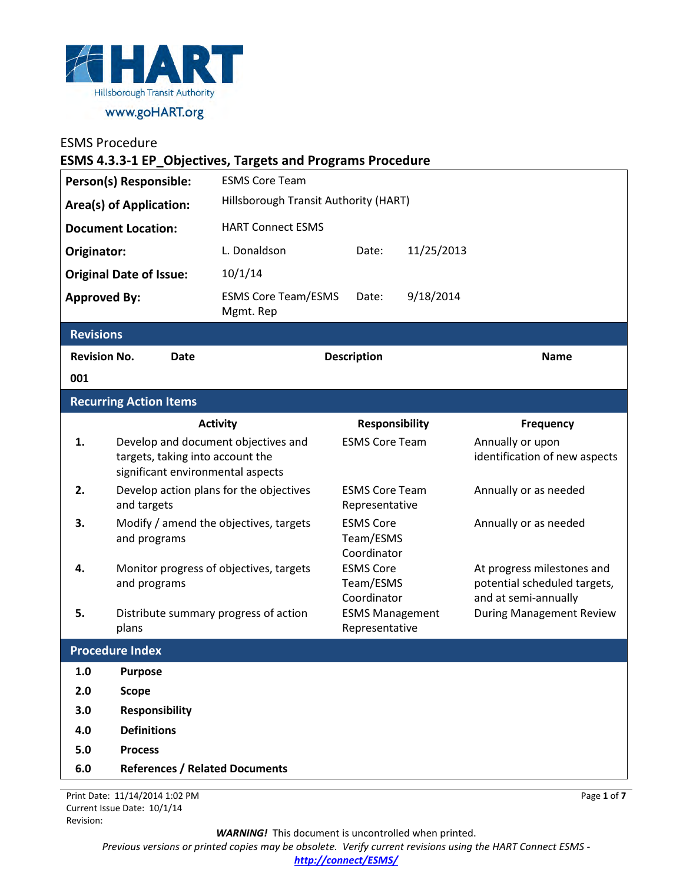HART
Hillsborough Transit Authority
www.goHART.org

ESMS Procedure

# ESMS 4.3.3-1 EP_Objectives, Targets and Programs Procedure

| | | | |
|---|---|---|---|
| **Person(s) Responsible:** | ESMS Core Team | | |
| **Area(s) of Application:** | Hillsborough Transit Authority (HART) | | |
| **Document Location:** | HART Connect ESMS | | |
| **Originator:** | L. Donaldson | Date: | 11/25/2013 |
| **Original Date of Issue:** | 10/1/14 | | |
| **Approved By:** | ESMS Core Team/ESMS Mgmt. Rep | Date: | 9/18/2014 |

## Revisions

| Revision No. | Date | Description | Name |
|---|---|---|---|
| 001 | | | |

## Recurring Action Items

| | Activity | Responsibility | Frequency |
|---|---|---|---|
| 1. | Develop and document objectives and targets, taking into account the significant environmental aspects | ESMS Core Team | Annually or upon identification of new aspects |
| 2. | Develop action plans for the objectives and targets | ESMS Core Team Representative | Annually or as needed |
| 3. | Modify / amend the objectives, targets and programs | ESMS Core Team/ESMS Coordinator | Annually or as needed |
| 4. | Monitor progress of objectives, targets and programs | ESMS Core Team/ESMS Coordinator | At progress milestones and potential scheduled targets, and at semi-annually |
| 5. | Distribute summary progress of action plans | ESMS Management Representative | During Management Review |

## Procedure Index

- **1.0 Purpose**
- **2.0 Scope**
- **3.0 Responsibility**
- **4.0 Definitions**
- **5.0 Process**
- **6.0 References / Related Documents**

Print Date: 11/14/2014 1:02 PM
Current Issue Date: 10/1/14
Revision:

***WARNING!*** This document is uncontrolled when printed.
*Previous versions or printed copies may be obsolete. Verify current revisions using the HART Connect ESMS -* ***http://connect/ESMS/***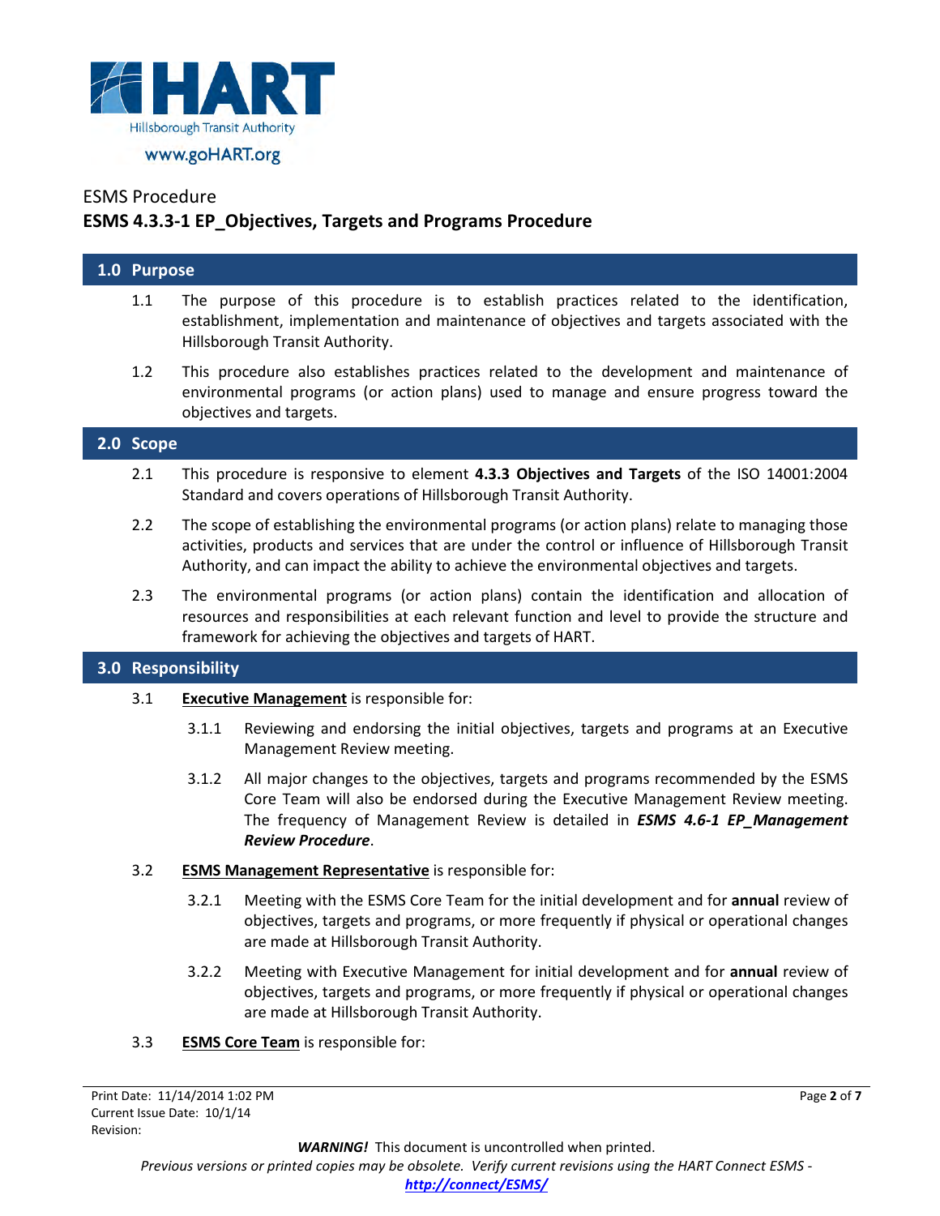HART

Hillsborough Transit Authority

www.goHART.org

ESMS Procedure

**ESMS 4.3.3-1 EP_Objectives, Targets and Programs Procedure**

## 1.0 Purpose

1.1 The purpose of this procedure is to establish practices related to the identification, establishment, implementation and maintenance of objectives and targets associated with the Hillsborough Transit Authority.

1.2 This procedure also establishes practices related to the development and maintenance of environmental programs (or action plans) used to manage and ensure progress toward the objectives and targets.

## 2.0 Scope

2.1 This procedure is responsive to element **4.3.3 Objectives and Targets** of the ISO 14001:2004 Standard and covers operations of Hillsborough Transit Authority.

2.2 The scope of establishing the environmental programs (or action plans) relate to managing those activities, products and services that are under the control or influence of Hillsborough Transit Authority, and can impact the ability to achieve the environmental objectives and targets.

2.3 The environmental programs (or action plans) contain the identification and allocation of resources and responsibilities at each relevant function and level to provide the structure and framework for achieving the objectives and targets of HART.

## 3.0 Responsibility

3.1 **Executive Management** is responsible for:

3.1.1 Reviewing and endorsing the initial objectives, targets and programs at an Executive Management Review meeting.

3.1.2 All major changes to the objectives, targets and programs recommended by the ESMS Core Team will also be endorsed during the Executive Management Review meeting. The frequency of Management Review is detailed in ***ESMS 4.6-1 EP_Management Review Procedure***.

3.2 **ESMS Management Representative** is responsible for:

3.2.1 Meeting with the ESMS Core Team for the initial development and for **annual** review of objectives, targets and programs, or more frequently if physical or operational changes are made at Hillsborough Transit Authority.

3.2.2 Meeting with Executive Management for initial development and for **annual** review of objectives, targets and programs, or more frequently if physical or operational changes are made at Hillsborough Transit Authority.

3.3 **ESMS Core Team** is responsible for: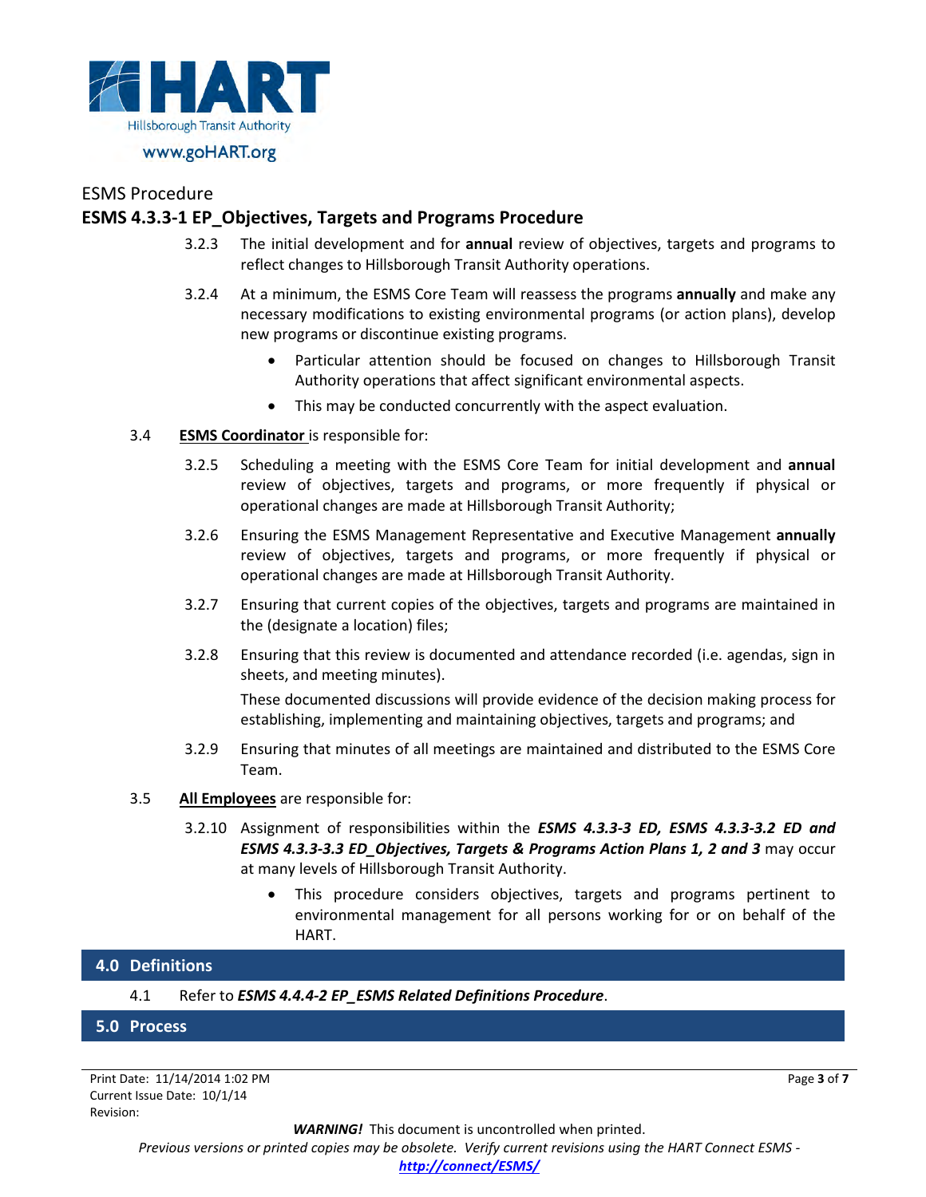3.2.3 The initial development and for **annual** review of objectives, targets and programs to reflect changes to Hillsborough Transit Authority operations.

3.2.4 At a minimum, the ESMS Core Team will reassess the programs **annually** and make any necessary modifications to existing environmental programs (or action plans), develop new programs or discontinue existing programs.

- Particular attention should be focused on changes to Hillsborough Transit Authority operations that affect significant environmental aspects.
- This may be conducted concurrently with the aspect evaluation.

3.4 **ESMS Coordinator** is responsible for:

3.2.5 Scheduling a meeting with the ESMS Core Team for initial development and **annual** review of objectives, targets and programs, or more frequently if physical or operational changes are made at Hillsborough Transit Authority;

3.2.6 Ensuring the ESMS Management Representative and Executive Management **annually** review of objectives, targets and programs, or more frequently if physical or operational changes are made at Hillsborough Transit Authority.

3.2.7 Ensuring that current copies of the objectives, targets and programs are maintained in the (designate a location) files;

3.2.8 Ensuring that this review is documented and attendance recorded (i.e. agendas, sign in sheets, and meeting minutes).

These documented discussions will provide evidence of the decision making process for establishing, implementing and maintaining objectives, targets and programs; and

3.2.9 Ensuring that minutes of all meetings are maintained and distributed to the ESMS Core Team.

3.5 **All Employees** are responsible for:

3.2.10 Assignment of responsibilities within the ***ESMS 4.3.3-3 ED, ESMS 4.3.3-3.2 ED and ESMS 4.3.3-3.3 ED_Objectives, Targets & Programs Action Plans 1, 2 and 3*** may occur at many levels of Hillsborough Transit Authority.

- This procedure considers objectives, targets and programs pertinent to environmental management for all persons working for or on behalf of the HART.

## 4.0 Definitions

4.1 Refer to ***ESMS 4.4.4-2 EP_ESMS Related Definitions Procedure***.

## 5.0 Process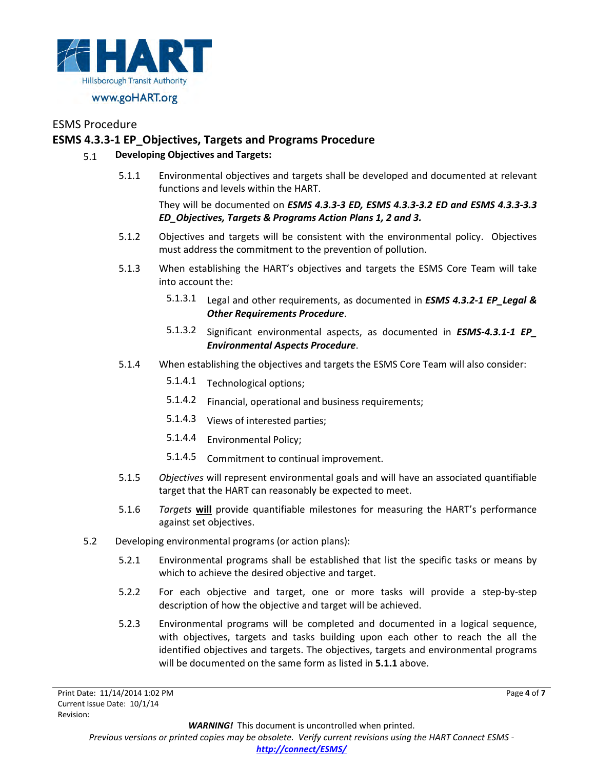ESMS Procedure

## ESMS 4.3.3-1 EP_Objectives, Targets and Programs Procedure

5.1 **Developing Objectives and Targets:**

5.1.1 Environmental objectives and targets shall be developed and documented at relevant functions and levels within the HART.

They will be documented on ***ESMS 4.3.3-3 ED, ESMS 4.3.3-3.2 ED and ESMS 4.3.3-3.3 ED_Objectives, Targets & Programs Action Plans 1, 2 and 3.***

5.1.2 Objectives and targets will be consistent with the environmental policy. Objectives must address the commitment to the prevention of pollution.

5.1.3 When establishing the HART's objectives and targets the ESMS Core Team will take into account the:

5.1.3.1 Legal and other requirements, as documented in ***ESMS 4.3.2-1 EP_Legal & Other Requirements Procedure***.

5.1.3.2 Significant environmental aspects, as documented in ***ESMS-4.3.1-1 EP_ Environmental Aspects Procedure***.

5.1.4 When establishing the objectives and targets the ESMS Core Team will also consider:

5.1.4.1 Technological options;

5.1.4.2 Financial, operational and business requirements;

5.1.4.3 Views of interested parties;

5.1.4.4 Environmental Policy;

5.1.4.5 Commitment to continual improvement.

5.1.5 *Objectives* will represent environmental goals and will have an associated quantifiable target that the HART can reasonably be expected to meet.

5.1.6 *Targets* **will** provide quantifiable milestones for measuring the HART's performance against set objectives.

5.2 Developing environmental programs (or action plans):

5.2.1 Environmental programs shall be established that list the specific tasks or means by which to achieve the desired objective and target.

5.2.2 For each objective and target, one or more tasks will provide a step-by-step description of how the objective and target will be achieved.

5.2.3 Environmental programs will be completed and documented in a logical sequence, with objectives, targets and tasks building upon each other to reach the all the identified objectives and targets. The objectives, targets and environmental programs will be documented on the same form as listed in **5.1.1** above.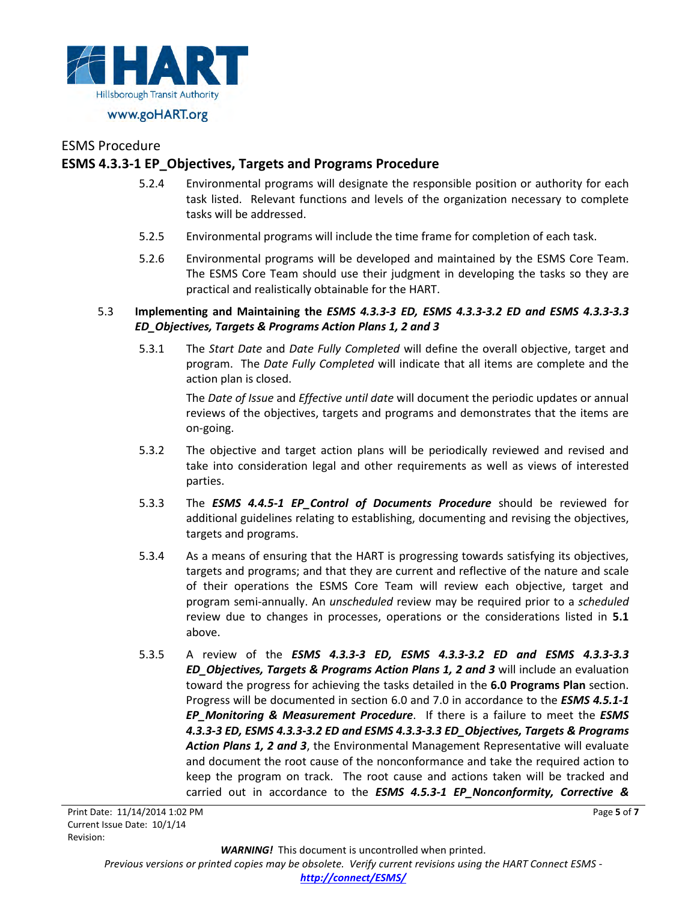5.2.4 Environmental programs will designate the responsible position or authority for each task listed. Relevant functions and levels of the organization necessary to complete tasks will be addressed.

5.2.5 Environmental programs will include the time frame for completion of each task.

5.2.6 Environmental programs will be developed and maintained by the ESMS Core Team. The ESMS Core Team should use their judgment in developing the tasks so they are practical and realistically obtainable for the HART.

5.3 **Implementing and Maintaining the *ESMS 4.3.3-3 ED, ESMS 4.3.3-3.2 ED and ESMS 4.3.3-3.3 ED_Objectives, Targets & Programs Action Plans 1, 2 and 3***

5.3.1 The *Start Date* and *Date Fully Completed* will define the overall objective, target and program. The *Date Fully Completed* will indicate that all items are complete and the action plan is closed.

The *Date of Issue* and *Effective until date* will document the periodic updates or annual reviews of the objectives, targets and programs and demonstrates that the items are on-going.

5.3.2 The objective and target action plans will be periodically reviewed and revised and take into consideration legal and other requirements as well as views of interested parties.

5.3.3 The ***ESMS 4.4.5-1 EP_Control of Documents Procedure*** should be reviewed for additional guidelines relating to establishing, documenting and revising the objectives, targets and programs.

5.3.4 As a means of ensuring that the HART is progressing towards satisfying its objectives, targets and programs; and that they are current and reflective of the nature and scale of their operations the ESMS Core Team will review each objective, target and program semi-annually. An *unscheduled* review may be required prior to a *scheduled* review due to changes in processes, operations or the considerations listed in **5.1** above.

5.3.5 A review of the ***ESMS 4.3.3-3 ED, ESMS 4.3.3-3.2 ED and ESMS 4.3.3-3.3 ED_Objectives, Targets & Programs Action Plans 1, 2 and 3*** will include an evaluation toward the progress for achieving the tasks detailed in the **6.0 Programs Plan** section. Progress will be documented in section 6.0 and 7.0 in accordance to the ***ESMS 4.5.1-1 EP_Monitoring & Measurement Procedure***. If there is a failure to meet the ***ESMS 4.3.3-3 ED, ESMS 4.3.3-3.2 ED and ESMS 4.3.3-3.3 ED_Objectives, Targets & Programs Action Plans 1, 2 and 3***, the Environmental Management Representative will evaluate and document the root cause of the nonconformance and take the required action to keep the program on track. The root cause and actions taken will be tracked and carried out in accordance to the ***ESMS 4.5.3-1 EP_Nonconformity, Corrective &***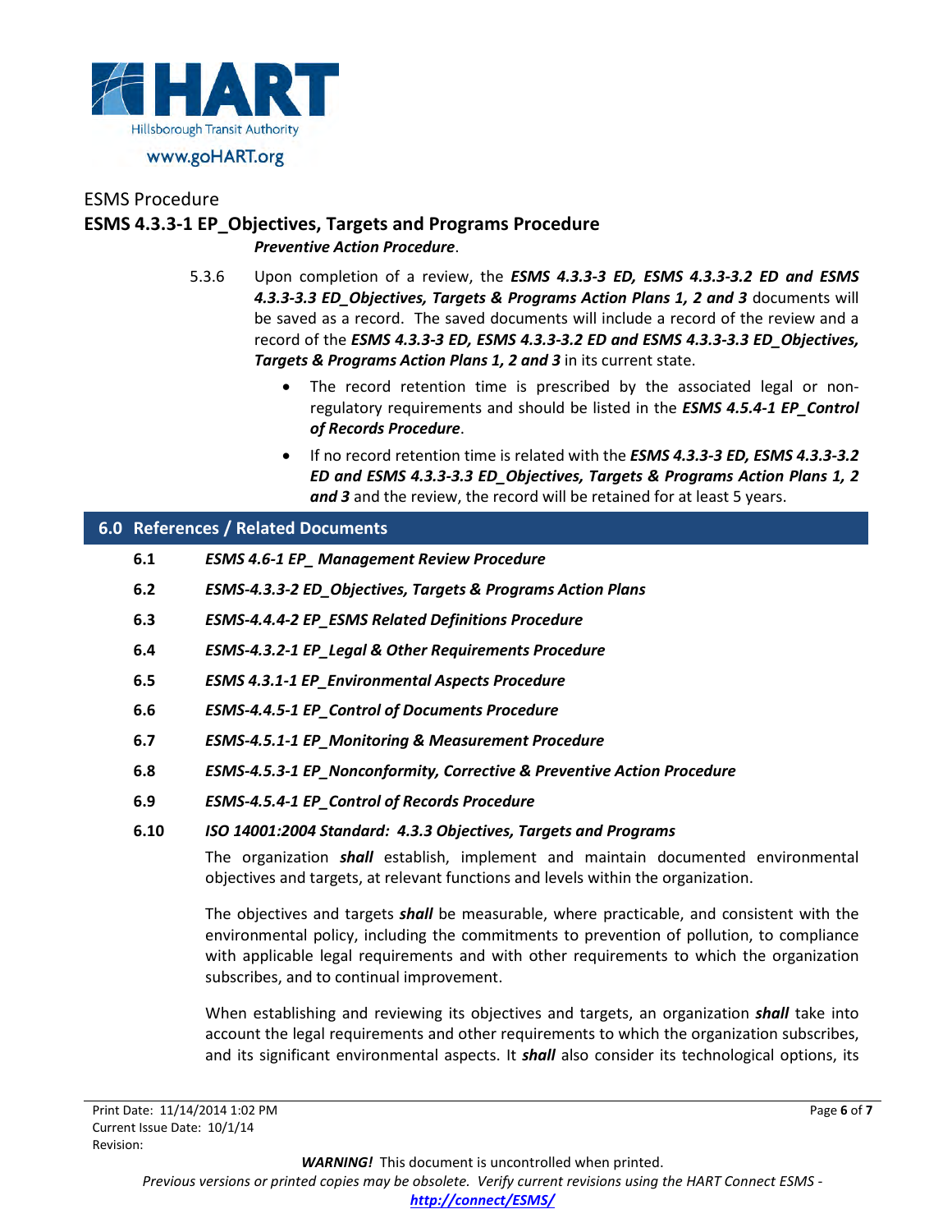*Preventive Action Procedure*.

5.3.6 Upon completion of a review, the ***ESMS 4.3.3-3 ED, ESMS 4.3.3-3.2 ED and ESMS 4.3.3-3.3 ED_Objectives, Targets & Programs Action Plans 1, 2 and 3*** documents will be saved as a record. The saved documents will include a record of the review and a record of the ***ESMS 4.3.3-3 ED, ESMS 4.3.3-3.2 ED and ESMS 4.3.3-3.3 ED_Objectives, Targets & Programs Action Plans 1, 2 and 3*** in its current state.

- The record retention time is prescribed by the associated legal or non-regulatory requirements and should be listed in the ***ESMS 4.5.4-1 EP_Control of Records Procedure***.
- If no record retention time is related with the ***ESMS 4.3.3-3 ED, ESMS 4.3.3-3.2 ED and ESMS 4.3.3-3.3 ED_Objectives, Targets & Programs Action Plans 1, 2 and 3*** and the review, the record will be retained for at least 5 years.

## 6.0 References / Related Documents

**6.1** ***ESMS 4.6-1 EP_ Management Review Procedure***

**6.2** ***ESMS-4.3.3-2 ED_Objectives, Targets & Programs Action Plans***

**6.3** ***ESMS-4.4.4-2 EP_ESMS Related Definitions Procedure***

**6.4** ***ESMS-4.3.2-1 EP_Legal & Other Requirements Procedure***

**6.5** ***ESMS 4.3.1-1 EP_Environmental Aspects Procedure***

**6.6** ***ESMS-4.4.5-1 EP_Control of Documents Procedure***

**6.7** ***ESMS-4.5.1-1 EP_Monitoring & Measurement Procedure***

**6.8** ***ESMS-4.5.3-1 EP_Nonconformity, Corrective & Preventive Action Procedure***

**6.9** ***ESMS-4.5.4-1 EP_Control of Records Procedure***

**6.10** ***ISO 14001:2004 Standard: 4.3.3 Objectives, Targets and Programs***

The organization ***shall*** establish, implement and maintain documented environmental objectives and targets, at relevant functions and levels within the organization.

The objectives and targets ***shall*** be measurable, where practicable, and consistent with the environmental policy, including the commitments to prevention of pollution, to compliance with applicable legal requirements and with other requirements to which the organization subscribes, and to continual improvement.

When establishing and reviewing its objectives and targets, an organization ***shall*** take into account the legal requirements and other requirements to which the organization subscribes, and its significant environmental aspects. It ***shall*** also consider its technological options, its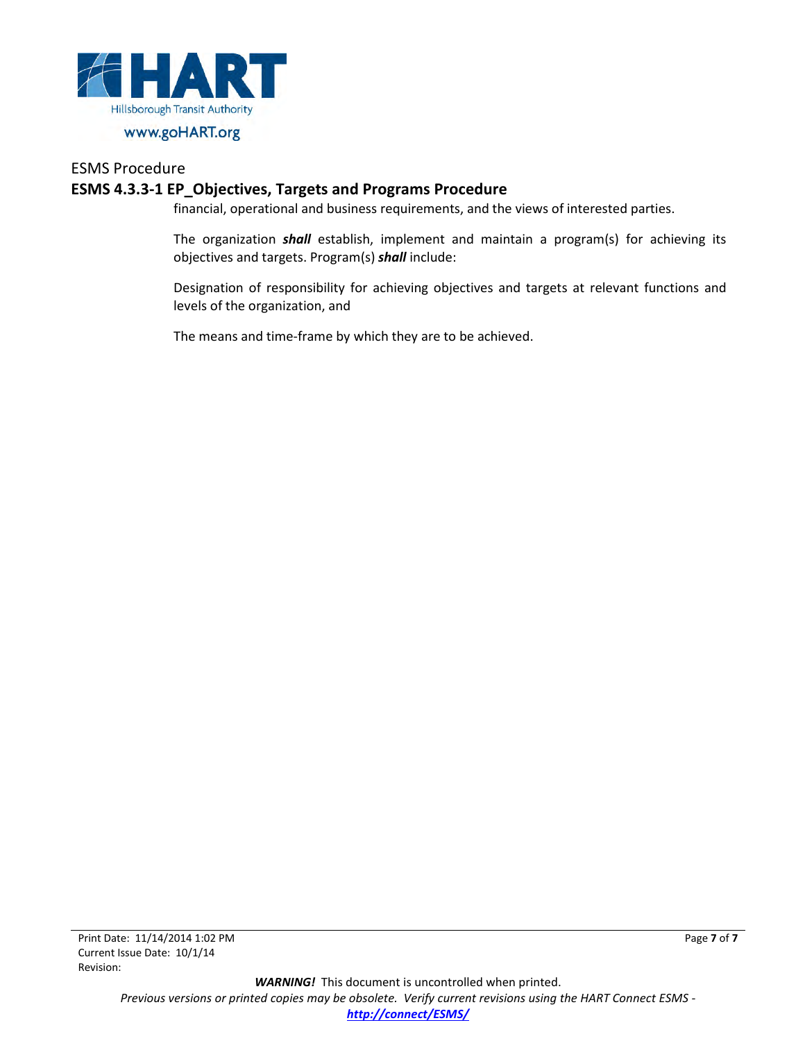financial, operational and business requirements, and the views of interested parties.

The organization ***shall*** establish, implement and maintain a program(s) for achieving its objectives and targets. Program(s) ***shall*** include:

Designation of responsibility for achieving objectives and targets at relevant functions and levels of the organization, and

The means and time-frame by which they are to be achieved.